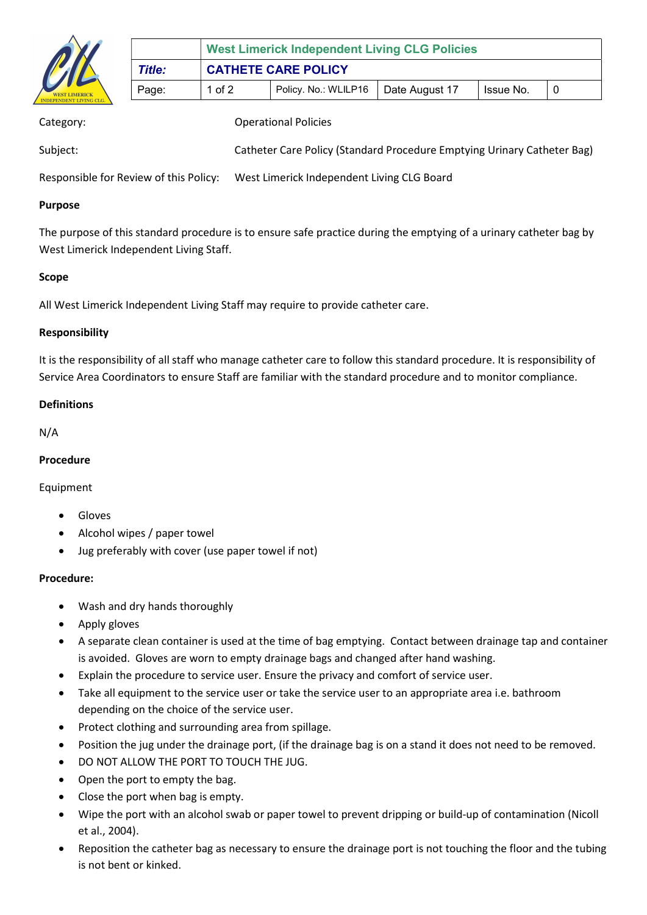| | West Limerick Independent Living CLG Policies | | | | |
|---|---|---|---|---|---|
| *Title:* | **CATHETE CARE POLICY** | | | | |
| Page: | 1 of 2 | Policy. No.: WLILP16 | Date August 17 | Issue No. | 0 |

Category: Operational Policies

Subject: Catheter Care Policy (Standard Procedure Emptying Urinary Catheter Bag)

Responsible for Review of this Policy: West Limerick Independent Living CLG Board

**Purpose**

The purpose of this standard procedure is to ensure safe practice during the emptying of a urinary catheter bag by West Limerick Independent Living Staff.

**Scope**

All West Limerick Independent Living Staff may require to provide catheter care.

**Responsibility**

It is the responsibility of all staff who manage catheter care to follow this standard procedure. It is responsibility of Service Area Coordinators to ensure Staff are familiar with the standard procedure and to monitor compliance.

**Definitions**

N/A

**Procedure**

Equipment

- Gloves
- Alcohol wipes / paper towel
- Jug preferably with cover (use paper towel if not)

**Procedure:**

- Wash and dry hands thoroughly
- Apply gloves
- A separate clean container is used at the time of bag emptying. Contact between drainage tap and container is avoided. Gloves are worn to empty drainage bags and changed after hand washing.
- Explain the procedure to service user. Ensure the privacy and comfort of service user.
- Take all equipment to the service user or take the service user to an appropriate area i.e. bathroom depending on the choice of the service user.
- Protect clothing and surrounding area from spillage.
- Position the jug under the drainage port, (if the drainage bag is on a stand it does not need to be removed.
- DO NOT ALLOW THE PORT TO TOUCH THE JUG.
- Open the port to empty the bag.
- Close the port when bag is empty.
- Wipe the port with an alcohol swab or paper towel to prevent dripping or build-up of contamination (Nicoll et al., 2004).
- Reposition the catheter bag as necessary to ensure the drainage port is not touching the floor and the tubing is not bent or kinked.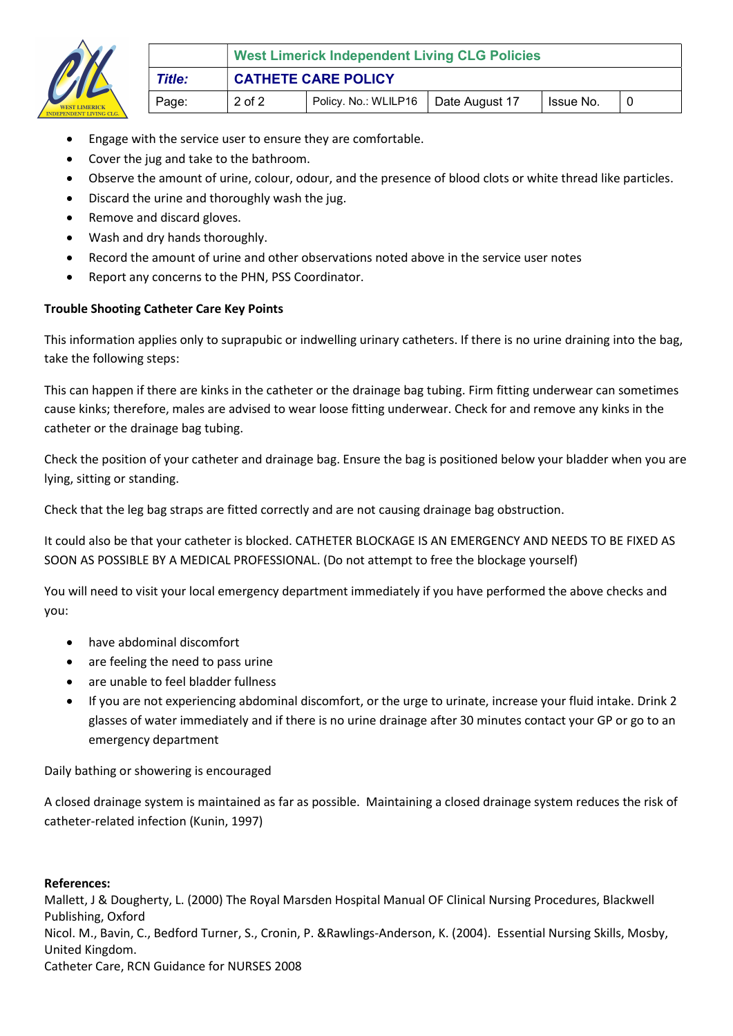- Engage with the service user to ensure they are comfortable.
- Cover the jug and take to the bathroom.
- Observe the amount of urine, colour, odour, and the presence of blood clots or white thread like particles.
- Discard the urine and thoroughly wash the jug.
- Remove and discard gloves.
- Wash and dry hands thoroughly.
- Record the amount of urine and other observations noted above in the service user notes
- Report any concerns to the PHN, PSS Coordinator.

**Trouble Shooting Catheter Care Key Points**

This information applies only to suprapubic or indwelling urinary catheters. If there is no urine draining into the bag, take the following steps:

This can happen if there are kinks in the catheter or the drainage bag tubing. Firm fitting underwear can sometimes cause kinks; therefore, males are advised to wear loose fitting underwear. Check for and remove any kinks in the catheter or the drainage bag tubing.

Check the position of your catheter and drainage bag. Ensure the bag is positioned below your bladder when you are lying, sitting or standing.

Check that the leg bag straps are fitted correctly and are not causing drainage bag obstruction.

It could also be that your catheter is blocked. CATHETER BLOCKAGE IS AN EMERGENCY AND NEEDS TO BE FIXED AS SOON AS POSSIBLE BY A MEDICAL PROFESSIONAL. (Do not attempt to free the blockage yourself)

You will need to visit your local emergency department immediately if you have performed the above checks and you:

- have abdominal discomfort
- are feeling the need to pass urine
- are unable to feel bladder fullness
- If you are not experiencing abdominal discomfort, or the urge to urinate, increase your fluid intake. Drink 2 glasses of water immediately and if there is no urine drainage after 30 minutes contact your GP or go to an emergency department

Daily bathing or showering is encouraged

A closed drainage system is maintained as far as possible. Maintaining a closed drainage system reduces the risk of catheter-related infection (Kunin, 1997)

**References:**

Mallett, J & Dougherty, L. (2000) The Royal Marsden Hospital Manual OF Clinical Nursing Procedures, Blackwell Publishing, Oxford

Nicol. M., Bavin, C., Bedford Turner, S., Cronin, P. &Rawlings-Anderson, K. (2004). Essential Nursing Skills, Mosby, United Kingdom.

Catheter Care, RCN Guidance for NURSES 2008